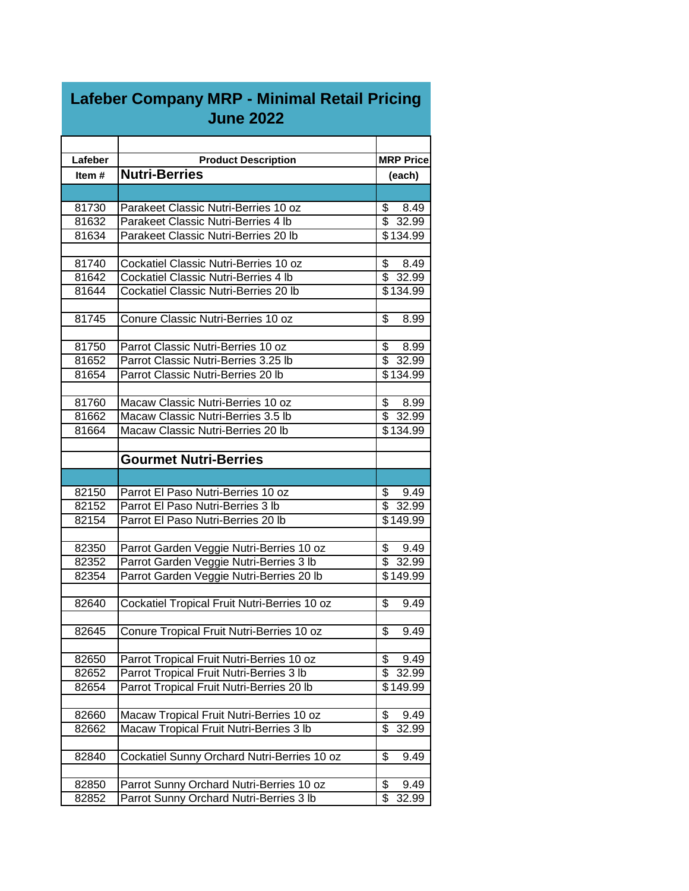# Lafeber Company MRP - Minimal Retail Pricing
## June 2022

| Lafeber Item # | Product Description | MRP Price (each) |
|---|---|---|
| | **Nutri-Berries** | |
| 81730 | Parakeet Classic Nutri-Berries 10 oz | $ 8.49 |
| 81632 | Parakeet Classic Nutri-Berries 4 lb | $ 32.99 |
| 81634 | Parakeet Classic Nutri-Berries 20 lb | $ 134.99 |
| | | |
| 81740 | Cockatiel Classic Nutri-Berries 10 oz | $ 8.49 |
| 81642 | Cockatiel Classic Nutri-Berries 4 lb | $ 32.99 |
| 81644 | Cockatiel Classic Nutri-Berries 20 lb | $ 134.99 |
| | | |
| 81745 | Conure Classic Nutri-Berries 10 oz | $ 8.99 |
| | | |
| 81750 | Parrot Classic Nutri-Berries 10 oz | $ 8.99 |
| 81652 | Parrot Classic Nutri-Berries 3.25 lb | $ 32.99 |
| 81654 | Parrot Classic Nutri-Berries 20 lb | $ 134.99 |
| | | |
| 81760 | Macaw Classic Nutri-Berries 10 oz | $ 8.99 |
| 81662 | Macaw Classic Nutri-Berries 3.5 lb | $ 32.99 |
| 81664 | Macaw Classic Nutri-Berries 20 lb | $ 134.99 |
| | | |
| | **Gourmet Nutri-Berries** | |
| 82150 | Parrot El Paso Nutri-Berries 10 oz | $ 9.49 |
| 82152 | Parrot El Paso Nutri-Berries 3 lb | $ 32.99 |
| 82154 | Parrot El Paso Nutri-Berries 20 lb | $ 149.99 |
| | | |
| 82350 | Parrot Garden Veggie Nutri-Berries 10 oz | $ 9.49 |
| 82352 | Parrot Garden Veggie Nutri-Berries 3 lb | $ 32.99 |
| 82354 | Parrot Garden Veggie Nutri-Berries 20 lb | $ 149.99 |
| | | |
| 82640 | Cockatiel Tropical Fruit Nutri-Berries 10 oz | $ 9.49 |
| | | |
| 82645 | Conure Tropical Fruit Nutri-Berries 10 oz | $ 9.49 |
| | | |
| 82650 | Parrot Tropical Fruit Nutri-Berries 10 oz | $ 9.49 |
| 82652 | Parrot Tropical Fruit Nutri-Berries 3 lb | $ 32.99 |
| 82654 | Parrot Tropical Fruit Nutri-Berries 20 lb | $ 149.99 |
| | | |
| 82660 | Macaw Tropical Fruit Nutri-Berries 10 oz | $ 9.49 |
| 82662 | Macaw Tropical Fruit Nutri-Berries 3 lb | $ 32.99 |
| | | |
| 82840 | Cockatiel Sunny Orchard Nutri-Berries 10 oz | $ 9.49 |
| | | |
| 82850 | Parrot Sunny Orchard Nutri-Berries 10 oz | $ 9.49 |
| 82852 | Parrot Sunny Orchard Nutri-Berries 3 lb | $ 32.99 |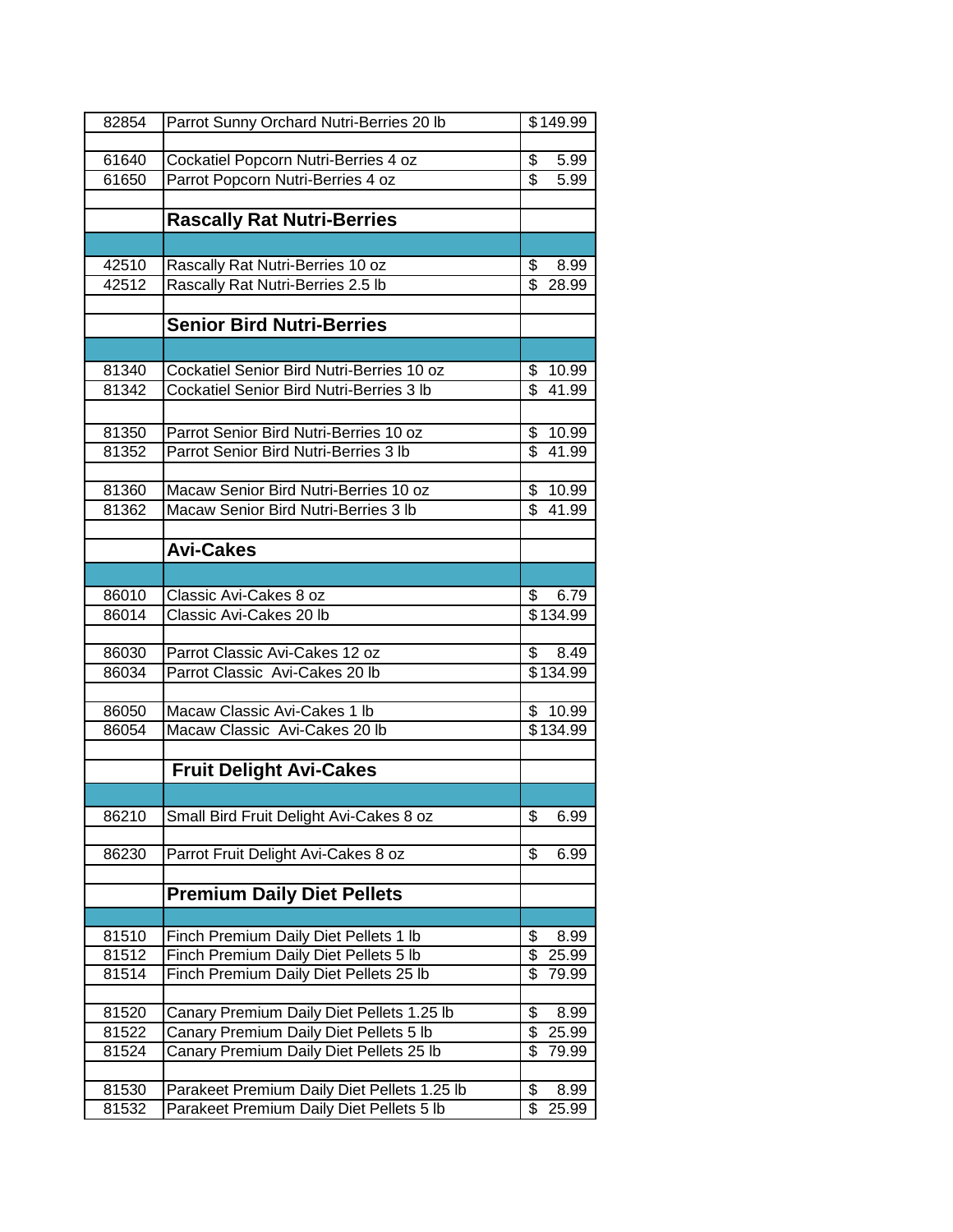| | | |
|---|---|---|
| 82854 | Parrot Sunny Orchard Nutri-Berries 20 lb | $149.99 |
| | | |
| 61640 | Cockatiel Popcorn Nutri-Berries 4 oz | $ 5.99 |
| 61650 | Parrot Popcorn Nutri-Berries 4 oz | $ 5.99 |
| | | |
| | **Rascally Rat Nutri-Berries** | |
| | | |
| 42510 | Rascally Rat Nutri-Berries 10 oz | $ 8.99 |
| 42512 | Rascally Rat Nutri-Berries 2.5 lb | $ 28.99 |
| | | |
| | **Senior Bird Nutri-Berries** | |
| | | |
| 81340 | Cockatiel Senior Bird Nutri-Berries 10 oz | $ 10.99 |
| 81342 | Cockatiel Senior Bird Nutri-Berries 3 lb | $ 41.99 |
| | | |
| 81350 | Parrot Senior Bird Nutri-Berries 10 oz | $ 10.99 |
| 81352 | Parrot Senior Bird Nutri-Berries 3 lb | $ 41.99 |
| | | |
| 81360 | Macaw Senior Bird Nutri-Berries 10 oz | $ 10.99 |
| 81362 | Macaw Senior Bird Nutri-Berries 3 lb | $ 41.99 |
| | | |
| | **Avi-Cakes** | |
| | | |
| 86010 | Classic Avi-Cakes 8 oz | $ 6.79 |
| 86014 | Classic Avi-Cakes 20 lb | $134.99 |
| | | |
| 86030 | Parrot Classic Avi-Cakes 12 oz | $ 8.49 |
| 86034 | Parrot Classic Avi-Cakes 20 lb | $134.99 |
| | | |
| 86050 | Macaw Classic Avi-Cakes 1 lb | $ 10.99 |
| 86054 | Macaw Classic Avi-Cakes 20 lb | $134.99 |
| | | |
| | **Fruit Delight Avi-Cakes** | |
| | | |
| 86210 | Small Bird Fruit Delight Avi-Cakes 8 oz | $ 6.99 |
| | | |
| 86230 | Parrot Fruit Delight Avi-Cakes 8 oz | $ 6.99 |
| | | |
| | **Premium Daily Diet Pellets** | |
| | | |
| 81510 | Finch Premium Daily Diet Pellets 1 lb | $ 8.99 |
| 81512 | Finch Premium Daily Diet Pellets 5 lb | $ 25.99 |
| 81514 | Finch Premium Daily Diet Pellets 25 lb | $ 79.99 |
| | | |
| 81520 | Canary Premium Daily Diet Pellets 1.25 lb | $ 8.99 |
| 81522 | Canary Premium Daily Diet Pellets 5 lb | $ 25.99 |
| 81524 | Canary Premium Daily Diet Pellets 25 lb | $ 79.99 |
| | | |
| 81530 | Parakeet Premium Daily Diet Pellets 1.25 lb | $ 8.99 |
| 81532 | Parakeet Premium Daily Diet Pellets 5 lb | $ 25.99 |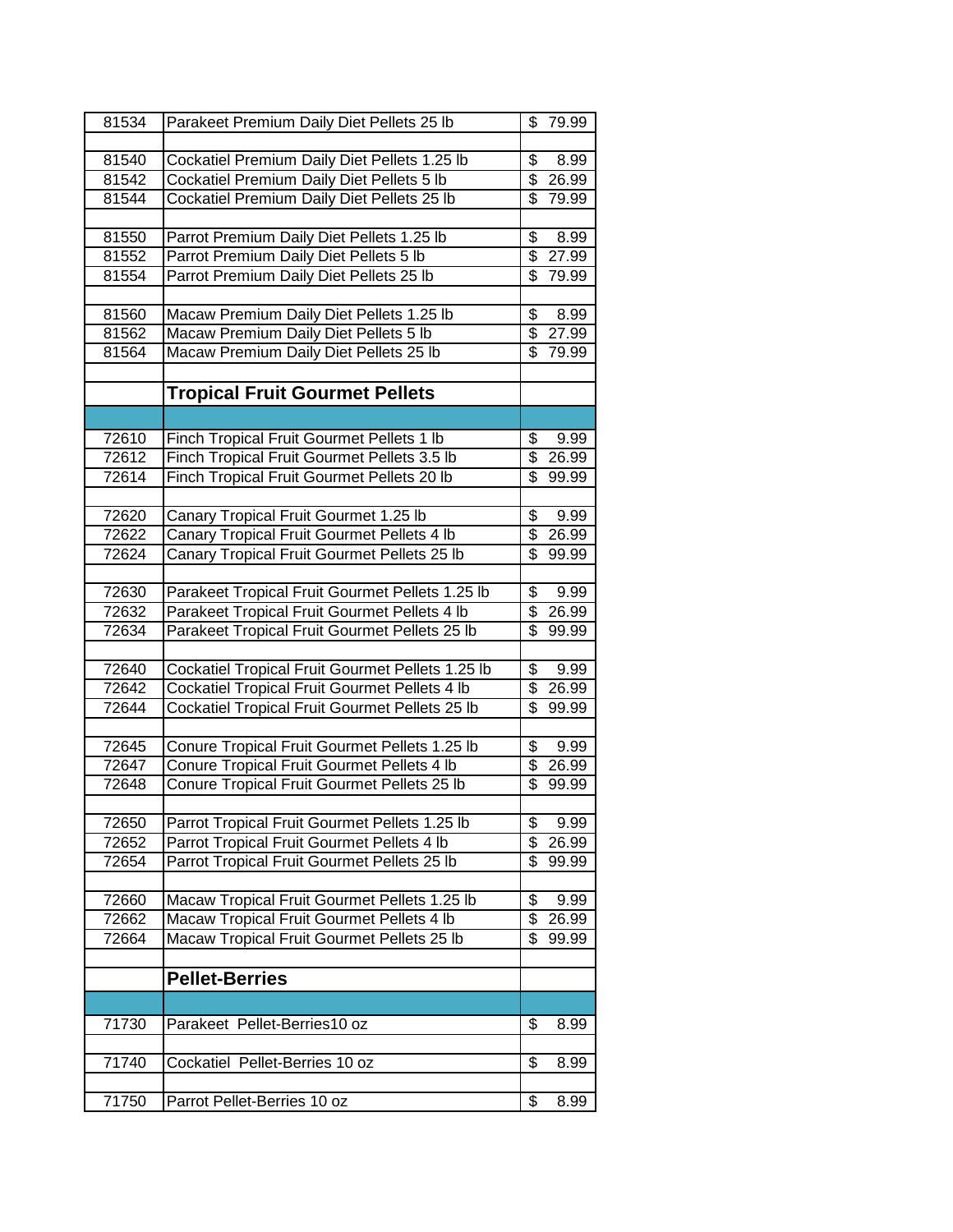| | | |
|---|---|---|
| 81534 | Parakeet Premium Daily Diet Pellets 25 lb | $ 79.99 |
| | | |
| 81540 | Cockatiel Premium Daily Diet Pellets 1.25 lb | $ 8.99 |
| 81542 | Cockatiel Premium Daily Diet Pellets 5 lb | $ 26.99 |
| 81544 | Cockatiel Premium Daily Diet Pellets 25 lb | $ 79.99 |
| | | |
| 81550 | Parrot Premium Daily Diet Pellets 1.25 lb | $ 8.99 |
| 81552 | Parrot Premium Daily Diet Pellets 5 lb | $ 27.99 |
| 81554 | Parrot Premium Daily Diet Pellets 25 lb | $ 79.99 |
| | | |
| 81560 | Macaw Premium Daily Diet Pellets 1.25 lb | $ 8.99 |
| 81562 | Macaw Premium Daily Diet Pellets 5 lb | $ 27.99 |
| 81564 | Macaw Premium Daily Diet Pellets 25 lb | $ 79.99 |
| | | |
| | **Tropical Fruit Gourmet Pellets** | |
| | | |
| 72610 | Finch Tropical Fruit Gourmet Pellets 1 lb | $ 9.99 |
| 72612 | Finch Tropical Fruit Gourmet Pellets 3.5 lb | $ 26.99 |
| 72614 | Finch Tropical Fruit Gourmet Pellets 20 lb | $ 99.99 |
| | | |
| 72620 | Canary Tropical Fruit Gourmet 1.25 lb | $ 9.99 |
| 72622 | Canary Tropical Fruit Gourmet Pellets 4 lb | $ 26.99 |
| 72624 | Canary Tropical Fruit Gourmet Pellets 25 lb | $ 99.99 |
| | | |
| 72630 | Parakeet Tropical Fruit Gourmet Pellets 1.25 lb | $ 9.99 |
| 72632 | Parakeet Tropical Fruit Gourmet Pellets 4 lb | $ 26.99 |
| 72634 | Parakeet Tropical Fruit Gourmet Pellets 25 lb | $ 99.99 |
| | | |
| 72640 | Cockatiel Tropical Fruit Gourmet Pellets 1.25 lb | $ 9.99 |
| 72642 | Cockatiel Tropical Fruit Gourmet Pellets 4 lb | $ 26.99 |
| 72644 | Cockatiel Tropical Fruit Gourmet Pellets 25 lb | $ 99.99 |
| | | |
| 72645 | Conure Tropical Fruit Gourmet Pellets 1.25 lb | $ 9.99 |
| 72647 | Conure Tropical Fruit Gourmet Pellets 4 lb | $ 26.99 |
| 72648 | Conure Tropical Fruit Gourmet Pellets 25 lb | $ 99.99 |
| | | |
| 72650 | Parrot Tropical Fruit Gourmet Pellets 1.25 lb | $ 9.99 |
| 72652 | Parrot Tropical Fruit Gourmet Pellets 4 lb | $ 26.99 |
| 72654 | Parrot Tropical Fruit Gourmet Pellets 25 lb | $ 99.99 |
| | | |
| 72660 | Macaw Tropical Fruit Gourmet Pellets 1.25 lb | $ 9.99 |
| 72662 | Macaw Tropical Fruit Gourmet Pellets 4 lb | $ 26.99 |
| 72664 | Macaw Tropical Fruit Gourmet Pellets 25 lb | $ 99.99 |
| | | |
| | **Pellet-Berries** | |
| | | |
| 71730 | Parakeet Pellet-Berries10 oz | $ 8.99 |
| | | |
| 71740 | Cockatiel Pellet-Berries 10 oz | $ 8.99 |
| | | |
| 71750 | Parrot Pellet-Berries 10 oz | $ 8.99 |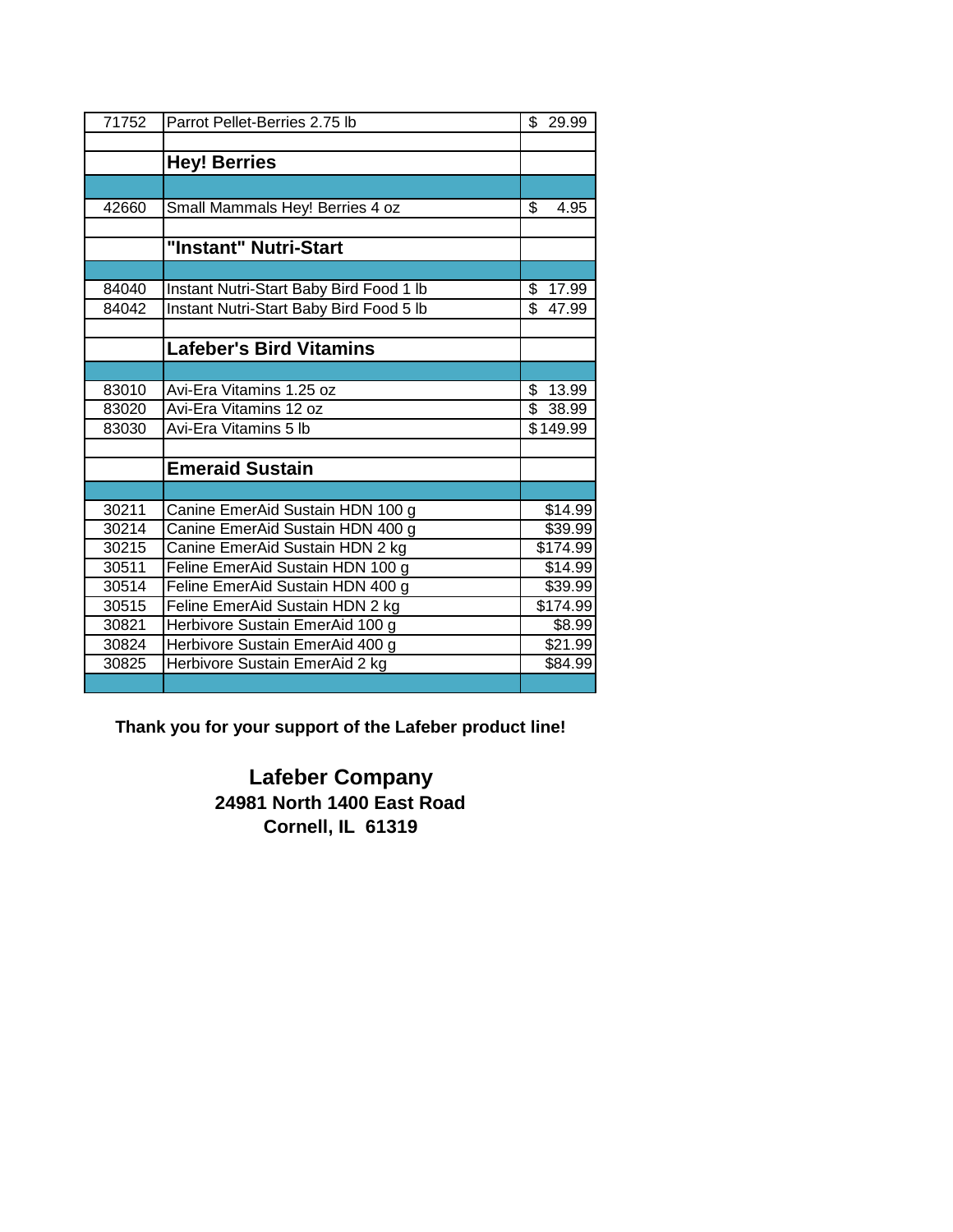| | | |
|---|---|---|
| 71752 | Parrot Pellet-Berries 2.75 lb | $ 29.99 |
| | | |
| | **Hey! Berries** | |
| | | |
| 42660 | Small Mammals Hey! Berries 4 oz | $ 4.95 |
| | | |
| | **"Instant" Nutri-Start** | |
| | | |
| 84040 | Instant Nutri-Start Baby Bird Food 1 lb | $ 17.99 |
| 84042 | Instant Nutri-Start Baby Bird Food 5 lb | $ 47.99 |
| | | |
| | **Lafeber's Bird Vitamins** | |
| | | |
| 83010 | Avi-Era Vitamins 1.25 oz | $ 13.99 |
| 83020 | Avi-Era Vitamins 12 oz | $ 38.99 |
| 83030 | Avi-Era Vitamins 5 lb | $149.99 |
| | | |
| | **Emeraid Sustain** | |
| | | |
| 30211 | Canine EmerAid Sustain HDN 100 g | $14.99 |
| 30214 | Canine EmerAid Sustain HDN 400 g | $39.99 |
| 30215 | Canine EmerAid Sustain HDN 2 kg | $174.99 |
| 30511 | Feline EmerAid Sustain HDN 100 g | $14.99 |
| 30514 | Feline EmerAid Sustain HDN 400 g | $39.99 |
| 30515 | Feline EmerAid Sustain HDN 2 kg | $174.99 |
| 30821 | Herbivore Sustain EmerAid 100 g | $8.99 |
| 30824 | Herbivore Sustain EmerAid 400 g | $21.99 |
| 30825 | Herbivore Sustain EmerAid 2 kg | $84.99 |
| | | |

**Thank you for your support of the Lafeber product line!**

**Lafeber Company**
**24981 North 1400 East Road**
**Cornell, IL 61319**